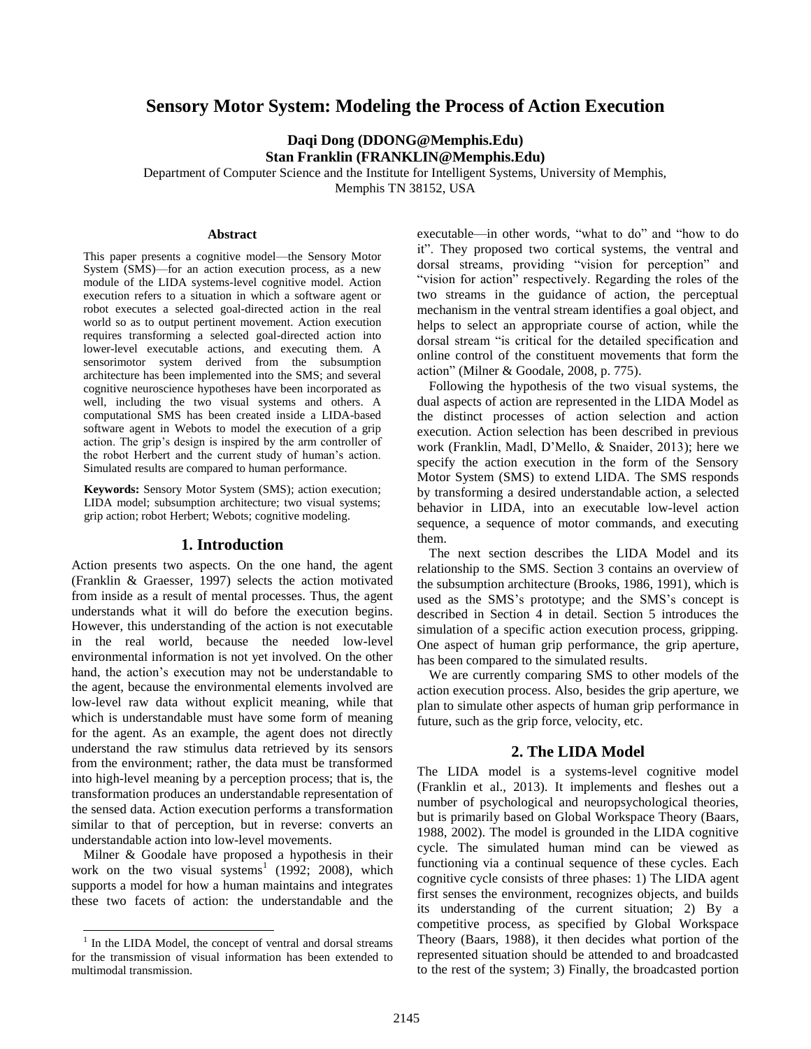# Sensory Motor System: Modeling the Process of Action Execution

**Daqi Dong (DDONG@Memphis.Edu)**
**Stan Franklin (FRANKLIN@Memphis.Edu)**

Department of Computer Science and the Institute for Intelligent Systems, University of Memphis, Memphis TN 38152, USA

## Abstract

This paper presents a cognitive model—the Sensory Motor System (SMS)—for an action execution process, as a new module of the LIDA systems-level cognitive model. Action execution refers to a situation in which a software agent or robot executes a selected goal-directed action in the real world so as to output pertinent movement. Action execution requires transforming a selected goal-directed action into lower-level executable actions, and executing them. A sensorimotor system derived from the subsumption architecture has been implemented into the SMS; and several cognitive neuroscience hypotheses have been incorporated as well, including the two visual systems and others. A computational SMS has been created inside a LIDA-based software agent in Webots to model the execution of a grip action. The grip's design is inspired by the arm controller of the robot Herbert and the current study of human's action. Simulated results are compared to human performance.

**Keywords:** Sensory Motor System (SMS); action execution; LIDA model; subsumption architecture; two visual systems; grip action; robot Herbert; Webots; cognitive modeling.

## 1. Introduction

Action presents two aspects. On the one hand, the agent (Franklin & Graesser, 1997) selects the action motivated from inside as a result of mental processes. Thus, the agent understands what it will do before the execution begins. However, this understanding of the action is not executable in the real world, because the needed low-level environmental information is not yet involved. On the other hand, the action's execution may not be understandable to the agent, because the environmental elements involved are low-level raw data without explicit meaning, while that which is understandable must have some form of meaning for the agent. As an example, the agent does not directly understand the raw stimulus data retrieved by its sensors from the environment; rather, the data must be transformed into high-level meaning by a perception process; that is, the transformation produces an understandable representation of the sensed data. Action execution performs a transformation similar to that of perception, but in reverse: converts an understandable action into low-level movements.

Milner & Goodale have proposed a hypothesis in their work on the two visual systems[1] (1992; 2008), which supports a model for how a human maintains and integrates these two facets of action: the understandable and the executable—in other words, "what to do" and "how to do it". They proposed two cortical systems, the ventral and dorsal streams, providing "vision for perception" and "vision for action" respectively. Regarding the roles of the two streams in the guidance of action, the perceptual mechanism in the ventral stream identifies a goal object, and helps to select an appropriate course of action, while the dorsal stream "is critical for the detailed specification and online control of the constituent movements that form the action" (Milner & Goodale, 2008, p. 775).

Following the hypothesis of the two visual systems, the dual aspects of action are represented in the LIDA Model as the distinct processes of action selection and action execution. Action selection has been described in previous work (Franklin, Madl, D'Mello, & Snaider, 2013); here we specify the action execution in the form of the Sensory Motor System (SMS) to extend LIDA. The SMS responds by transforming a desired understandable action, a selected behavior in LIDA, into an executable low-level action sequence, a sequence of motor commands, and executing them.

The next section describes the LIDA Model and its relationship to the SMS. Section 3 contains an overview of the subsumption architecture (Brooks, 1986, 1991), which is used as the SMS's prototype; and the SMS's concept is described in Section 4 in detail. Section 5 introduces the simulation of a specific action execution process, gripping. One aspect of human grip performance, the grip aperture, has been compared to the simulated results.

We are currently comparing SMS to other models of the action execution process. Also, besides the grip aperture, we plan to simulate other aspects of human grip performance in future, such as the grip force, velocity, etc.

## 2. The LIDA Model

The LIDA model is a systems-level cognitive model (Franklin et al., 2013). It implements and fleshes out a number of psychological and neuropsychological theories, but is primarily based on Global Workspace Theory (Baars, 1988, 2002). The model is grounded in the LIDA cognitive cycle. The simulated human mind can be viewed as functioning via a continual sequence of these cycles. Each cognitive cycle consists of three phases: 1) The LIDA agent first senses the environment, recognizes objects, and builds its understanding of the current situation; 2) By a competitive process, as specified by Global Workspace Theory (Baars, 1988), it then decides what portion of the represented situation should be attended to and broadcasted to the rest of the system; 3) Finally, the broadcasted portion

[1] In the LIDA Model, the concept of ventral and dorsal streams for the transmission of visual information has been extended to multimodal transmission.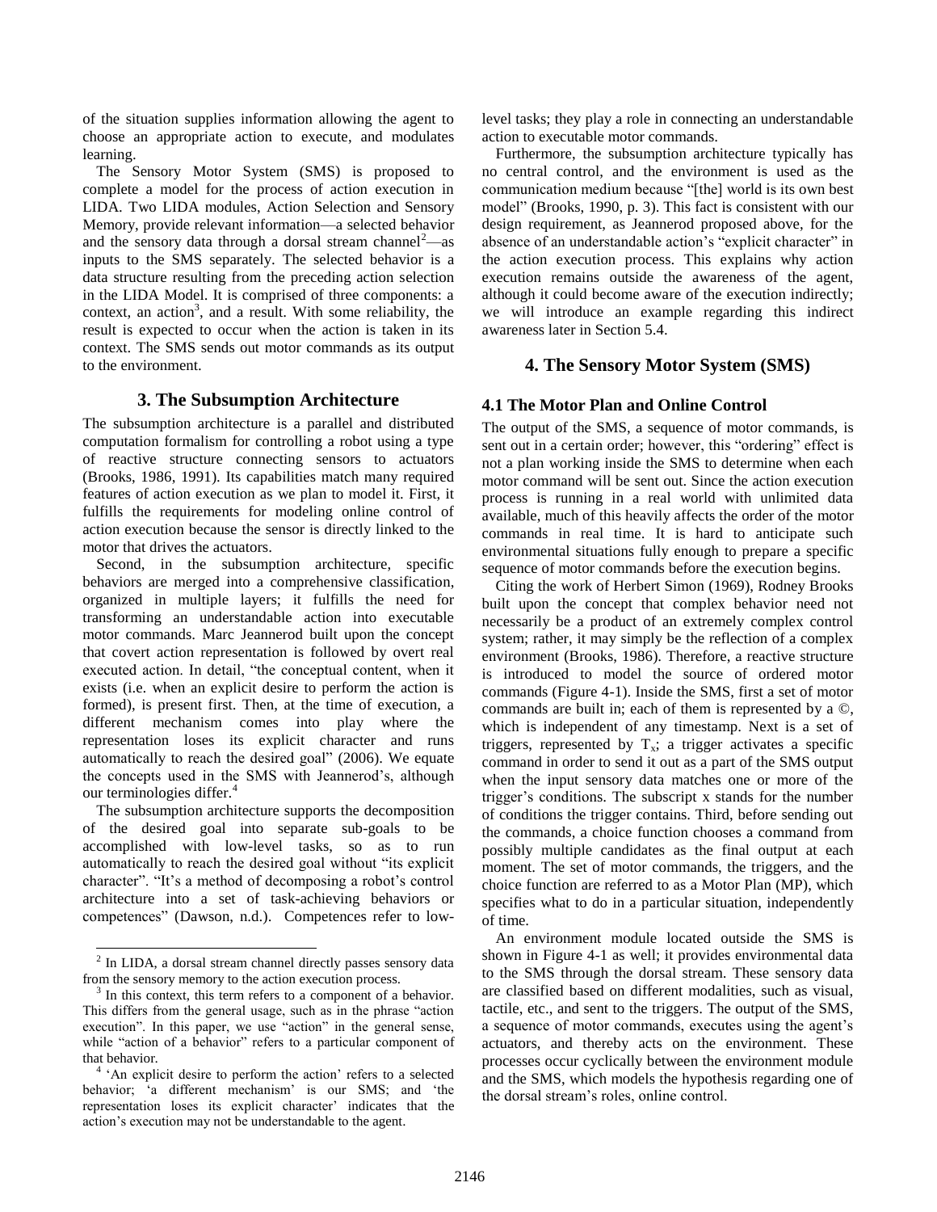of the situation supplies information allowing the agent to choose an appropriate action to execute, and modulates learning.

The Sensory Motor System (SMS) is proposed to complete a model for the process of action execution in LIDA. Two LIDA modules, Action Selection and Sensory Memory, provide relevant information—a selected behavior and the sensory data through a dorsal stream channel[2]—as inputs to the SMS separately. The selected behavior is a data structure resulting from the preceding action selection in the LIDA Model. It is comprised of three components: a context, an action[3], and a result. With some reliability, the result is expected to occur when the action is taken in its context. The SMS sends out motor commands as its output to the environment.

## 3. The Subsumption Architecture

The subsumption architecture is a parallel and distributed computation formalism for controlling a robot using a type of reactive structure connecting sensors to actuators (Brooks, 1986, 1991). Its capabilities match many required features of action execution as we plan to model it. First, it fulfills the requirements for modeling online control of action execution because the sensor is directly linked to the motor that drives the actuators.

Second, in the subsumption architecture, specific behaviors are merged into a comprehensive classification, organized in multiple layers; it fulfills the need for transforming an understandable action into executable motor commands. Marc Jeannerod built upon the concept that covert action representation is followed by overt real executed action. In detail, "the conceptual content, when it exists (i.e. when an explicit desire to perform the action is formed), is present first. Then, at the time of execution, a different mechanism comes into play where the representation loses its explicit character and runs automatically to reach the desired goal" (2006). We equate the concepts used in the SMS with Jeannerod's, although our terminologies differ.[4]

The subsumption architecture supports the decomposition of the desired goal into separate sub-goals to be accomplished with low-level tasks, so as to run automatically to reach the desired goal without "its explicit character". "It's a method of decomposing a robot's control architecture into a set of task-achieving behaviors or competences" (Dawson, n.d.). Competences refer to low-level tasks; they play a role in connecting an understandable action to executable motor commands.

Furthermore, the subsumption architecture typically has no central control, and the environment is used as the communication medium because "[the] world is its own best model" (Brooks, 1990, p. 3). This fact is consistent with our design requirement, as Jeannerod proposed above, for the absence of an understandable action's "explicit character" in the action execution process. This explains why action execution remains outside the awareness of the agent, although it could become aware of the execution indirectly; we will introduce an example regarding this indirect awareness later in Section 5.4.

## 4. The Sensory Motor System (SMS)

### 4.1 The Motor Plan and Online Control

The output of the SMS, a sequence of motor commands, is sent out in a certain order; however, this "ordering" effect is not a plan working inside the SMS to determine when each motor command will be sent out. Since the action execution process is running in a real world with unlimited data available, much of this heavily affects the order of the motor commands in real time. It is hard to anticipate such environmental situations fully enough to prepare a specific sequence of motor commands before the execution begins.

Citing the work of Herbert Simon (1969), Rodney Brooks built upon the concept that complex behavior need not necessarily be a product of an extremely complex control system; rather, it may simply be the reflection of a complex environment (Brooks, 1986). Therefore, a reactive structure is introduced to model the source of ordered motor commands (Figure 4-1). Inside the SMS, first a set of motor commands are built in; each of them is represented by a ©, which is independent of any timestamp. Next is a set of triggers, represented by $T_x$; a trigger activates a specific command in order to send it out as a part of the SMS output when the input sensory data matches one or more of the trigger's conditions. The subscript x stands for the number of conditions the trigger contains. Third, before sending out the commands, a choice function chooses a command from possibly multiple candidates as the final output at each moment. The set of motor commands, the triggers, and the choice function are referred to as a Motor Plan (MP), which specifies what to do in a particular situation, independently of time.

An environment module located outside the SMS is shown in Figure 4-1 as well; it provides environmental data to the SMS through the dorsal stream. These sensory data are classified based on different modalities, such as visual, tactile, etc., and sent to the triggers. The output of the SMS, a sequence of motor commands, executes using the agent's actuators, and thereby acts on the environment. These processes occur cyclically between the environment module and the SMS, which models the hypothesis regarding one of the dorsal stream's roles, online control.

---

[2] In LIDA, a dorsal stream channel directly passes sensory data from the sensory memory to the action execution process.

[3] In this context, this term refers to a component of a behavior. This differs from the general usage, such as in the phrase "action execution". In this paper, we use "action" in the general sense, while "action of a behavior" refers to a particular component of that behavior.

[4] 'An explicit desire to perform the action' refers to a selected behavior; 'a different mechanism' is our SMS; and 'the representation loses its explicit character' indicates that the action's execution may not be understandable to the agent.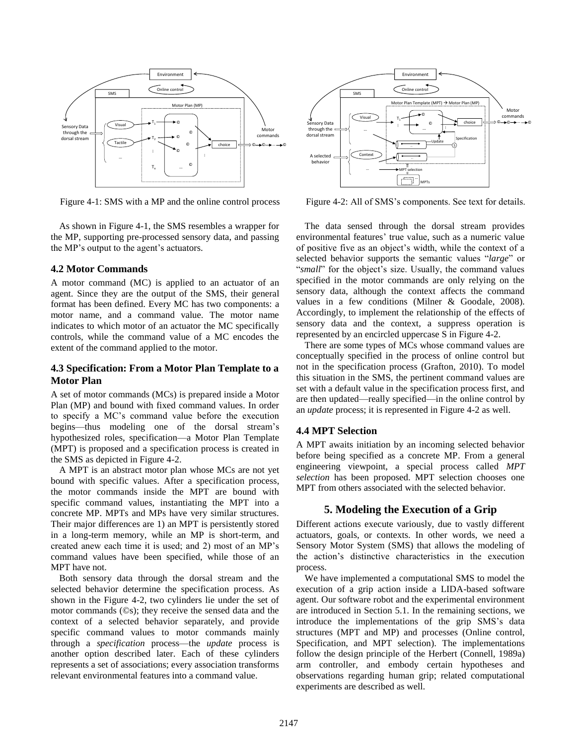Figure 4-1: SMS with a MP and the online control process

Figure 4-2: All of SMS's components. See text for details.

As shown in Figure 4-1, the SMS resembles a wrapper for the MP, supporting pre-processed sensory data, and passing the MP's output to the agent's actuators.

### 4.2 Motor Commands

A motor command (MC) is applied to an actuator of an agent. Since they are the output of the SMS, their general format has been defined. Every MC has two components: a motor name, and a command value. The motor name indicates to which motor of an actuator the MC specifically controls, while the command value of a MC encodes the extent of the command applied to the motor.

### 4.3 Specification: From a Motor Plan Template to a Motor Plan

A set of motor commands (MCs) is prepared inside a Motor Plan (MP) and bound with fixed command values. In order to specify a MC's command value before the execution begins—thus modeling one of the dorsal stream's hypothesized roles, specification—a Motor Plan Template (MPT) is proposed and a specification process is created in the SMS as depicted in Figure 4-2.

A MPT is an abstract motor plan whose MCs are not yet bound with specific values. After a specification process, the motor commands inside the MPT are bound with specific command values, instantiating the MPT into a concrete MP. MPTs and MPs have very similar structures. Their major differences are 1) an MPT is persistently stored in a long-term memory, while an MP is short-term, and created anew each time it is used; and 2) most of an MP's command values have been specified, while those of an MPT have not.

Both sensory data through the dorsal stream and the selected behavior determine the specification process. As shown in the Figure 4-2, two cylinders lie under the set of motor commands (©s); they receive the sensed data and the context of a selected behavior separately, and provide specific command values to motor commands mainly through a *specification* process—the *update* process is another option described later. Each of these cylinders represents a set of associations; every association transforms relevant environmental features into a command value.

The data sensed through the dorsal stream provides environmental features' true value, such as a numeric value of positive five as an object's width, while the context of a selected behavior supports the semantic values "*large*" or "*small*" for the object's size. Usually, the command values specified in the motor commands are only relying on the sensory data, although the context affects the command values in a few conditions (Milner & Goodale, 2008). Accordingly, to implement the relationship of the effects of sensory data and the context, a suppress operation is represented by an encircled uppercase S in Figure 4-2.

There are some types of MCs whose command values are conceptually specified in the process of online control but not in the specification process (Grafton, 2010). To model this situation in the SMS, the pertinent command values are set with a default value in the specification process first, and are then updated—really specified—in the online control by an *update* process; it is represented in Figure 4-2 as well.

### 4.4 MPT Selection

A MPT awaits initiation by an incoming selected behavior before being specified as a concrete MP. From a general engineering viewpoint, a special process called *MPT selection* has been proposed. MPT selection chooses one MPT from others associated with the selected behavior.

## 5. Modeling the Execution of a Grip

Different actions execute variously, due to vastly different actuators, goals, or contexts. In other words, we need a Sensory Motor System (SMS) that allows the modeling of the action's distinctive characteristics in the execution process.

We have implemented a computational SMS to model the execution of a grip action inside a LIDA-based software agent. Our software robot and the experimental environment are introduced in Section 5.1. In the remaining sections, we introduce the implementations of the grip SMS's data structures (MPT and MP) and processes (Online control, Specification, and MPT selection). The implementations follow the design principle of the Herbert (Connell, 1989a) arm controller, and embody certain hypotheses and observations regarding human grip; related computational experiments are described as well.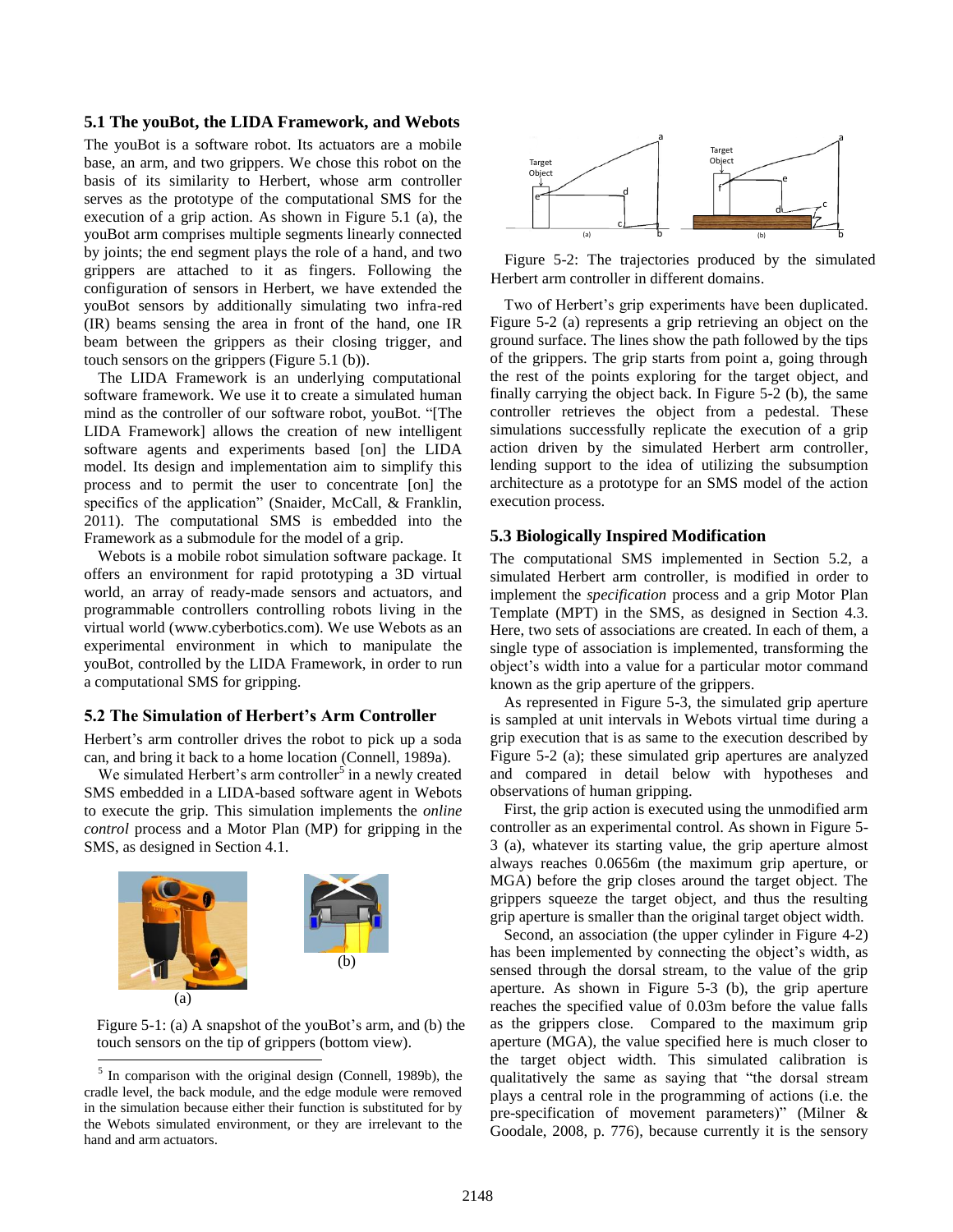### 5.1 The youBot, the LIDA Framework, and Webots

The youBot is a software robot. Its actuators are a mobile base, an arm, and two grippers. We chose this robot on the basis of its similarity to Herbert, whose arm controller serves as the prototype of the computational SMS for the execution of a grip action. As shown in Figure 5.1 (a), the youBot arm comprises multiple segments linearly connected by joints; the end segment plays the role of a hand, and two grippers are attached to it as fingers. Following the configuration of sensors in Herbert, we have extended the youBot sensors by additionally simulating two infra-red (IR) beams sensing the area in front of the hand, one IR beam between the grippers as their closing trigger, and touch sensors on the grippers (Figure 5.1 (b)).

The LIDA Framework is an underlying computational software framework. We use it to create a simulated human mind as the controller of our software robot, youBot. "[The LIDA Framework] allows the creation of new intelligent software agents and experiments based [on] the LIDA model. Its design and implementation aim to simplify this process and to permit the user to concentrate [on] the specifics of the application" (Snaider, McCall, & Franklin, 2011). The computational SMS is embedded into the Framework as a submodule for the model of a grip.

Webots is a mobile robot simulation software package. It offers an environment for rapid prototyping a 3D virtual world, an array of ready-made sensors and actuators, and programmable controllers controlling robots living in the virtual world (www.cyberbotics.com). We use Webots as an experimental environment in which to manipulate the youBot, controlled by the LIDA Framework, in order to run a computational SMS for gripping.

### 5.2 The Simulation of Herbert's Arm Controller

Herbert's arm controller drives the robot to pick up a soda can, and bring it back to a home location (Connell, 1989a).

We simulated Herbert's arm controller[5] in a newly created SMS embedded in a LIDA-based software agent in Webots to execute the grip. This simulation implements the *online control* process and a Motor Plan (MP) for gripping in the SMS, as designed in Section 4.1.

Figure 5-1: (a) A snapshot of the youBot's arm, and (b) the touch sensors on the tip of grippers (bottom view).

[5] In comparison with the original design (Connell, 1989b), the cradle level, the back module, and the edge module were removed in the simulation because either their function is substituted for by the Webots simulated environment, or they are irrelevant to the hand and arm actuators.

Figure 5-2: The trajectories produced by the simulated Herbert arm controller in different domains.

Two of Herbert's grip experiments have been duplicated. Figure 5-2 (a) represents a grip retrieving an object on the ground surface. The lines show the path followed by the tips of the grippers. The grip starts from point a, going through the rest of the points exploring for the target object, and finally carrying the object back. In Figure 5-2 (b), the same controller retrieves the object from a pedestal. These simulations successfully replicate the execution of a grip action driven by the simulated Herbert arm controller, lending support to the idea of utilizing the subsumption architecture as a prototype for an SMS model of the action execution process.

### 5.3 Biologically Inspired Modification

The computational SMS implemented in Section 5.2, a simulated Herbert arm controller, is modified in order to implement the *specification* process and a grip Motor Plan Template (MPT) in the SMS, as designed in Section 4.3. Here, two sets of associations are created. In each of them, a single type of association is implemented, transforming the object's width into a value for a particular motor command known as the grip aperture of the grippers.

As represented in Figure 5-3, the simulated grip aperture is sampled at unit intervals in Webots virtual time during a grip execution that is as same to the execution described by Figure 5-2 (a); these simulated grip apertures are analyzed and compared in detail below with hypotheses and observations of human gripping.

First, the grip action is executed using the unmodified arm controller as an experimental control. As shown in Figure 5-3 (a), whatever its starting value, the grip aperture almost always reaches 0.0656m (the maximum grip aperture, or MGA) before the grip closes around the target object. The grippers squeeze the target object, and thus the resulting grip aperture is smaller than the original target object width.

Second, an association (the upper cylinder in Figure 4-2) has been implemented by connecting the object's width, as sensed through the dorsal stream, to the value of the grip aperture. As shown in Figure 5-3 (b), the grip aperture reaches the specified value of 0.03m before the value falls as the grippers close. Compared to the maximum grip aperture (MGA), the value specified here is much closer to the target object width. This simulated calibration is qualitatively the same as saying that "the dorsal stream plays a central role in the programming of actions (i.e. the pre-specification of movement parameters)" (Milner & Goodale, 2008, p. 776), because currently it is the sensory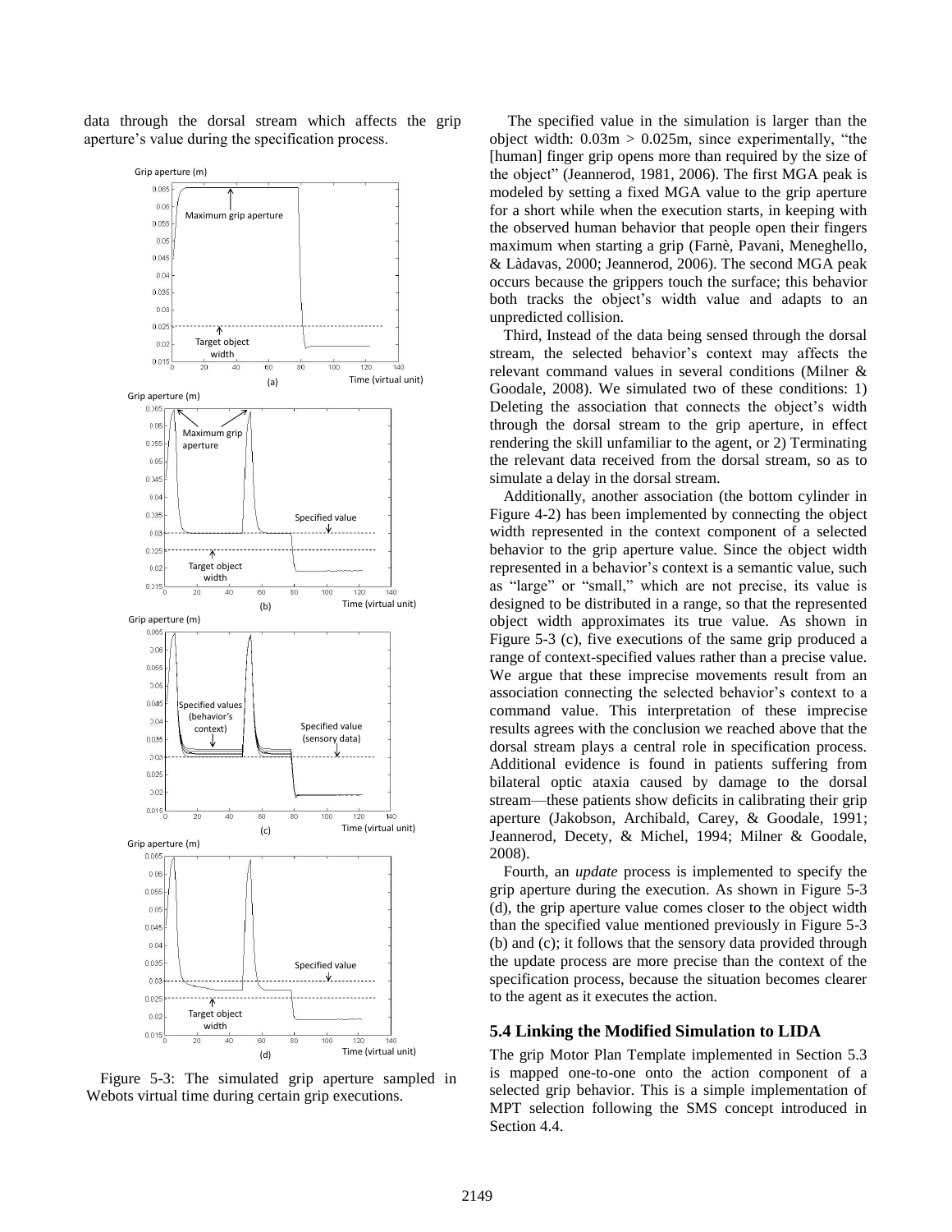data through the dorsal stream which affects the grip aperture's value during the specification process.

Figure 5-3: The simulated grip aperture sampled in Webots virtual time during certain grip executions.

The specified value in the simulation is larger than the object width: 0.03m > 0.025m, since experimentally, "the [human] finger grip opens more than required by the size of the object" (Jeannerod, 1981, 2006). The first MGA peak is modeled by setting a fixed MGA value to the grip aperture for a short while when the execution starts, in keeping with the observed human behavior that people open their fingers maximum when starting a grip (Farnè, Pavani, Meneghello, & Làdavas, 2000; Jeannerod, 2006). The second MGA peak occurs because the grippers touch the surface; this behavior both tracks the object's width value and adapts to an unpredicted collision.

Third, Instead of the data being sensed through the dorsal stream, the selected behavior's context may affects the relevant command values in several conditions (Milner & Goodale, 2008). We simulated two of these conditions: 1) Deleting the association that connects the object's width through the dorsal stream to the grip aperture, in effect rendering the skill unfamiliar to the agent, or 2) Terminating the relevant data received from the dorsal stream, so as to simulate a delay in the dorsal stream.

Additionally, another association (the bottom cylinder in Figure 4-2) has been implemented by connecting the object width represented in the context component of a selected behavior to the grip aperture value. Since the object width represented in a behavior's context is a semantic value, such as "large" or "small," which are not precise, its value is designed to be distributed in a range, so that the represented object width approximates its true value. As shown in Figure 5-3 (c), five executions of the same grip produced a range of context-specified values rather than a precise value. We argue that these imprecise movements result from an association connecting the selected behavior's context to a command value. This interpretation of these imprecise results agrees with the conclusion we reached above that the dorsal stream plays a central role in specification process. Additional evidence is found in patients suffering from bilateral optic ataxia caused by damage to the dorsal stream—these patients show deficits in calibrating their grip aperture (Jakobson, Archibald, Carey, & Goodale, 1991; Jeannerod, Decety, & Michel, 1994; Milner & Goodale, 2008).

Fourth, an *update* process is implemented to specify the grip aperture during the execution. As shown in Figure 5-3 (d), the grip aperture value comes closer to the object width than the specified value mentioned previously in Figure 5-3 (b) and (c); it follows that the sensory data provided through the update process are more precise than the context of the specification process, because the situation becomes clearer to the agent as it executes the action.

### 5.4 Linking the Modified Simulation to LIDA

The grip Motor Plan Template implemented in Section 5.3 is mapped one-to-one onto the action component of a selected grip behavior. This is a simple implementation of MPT selection following the SMS concept introduced in Section 4.4.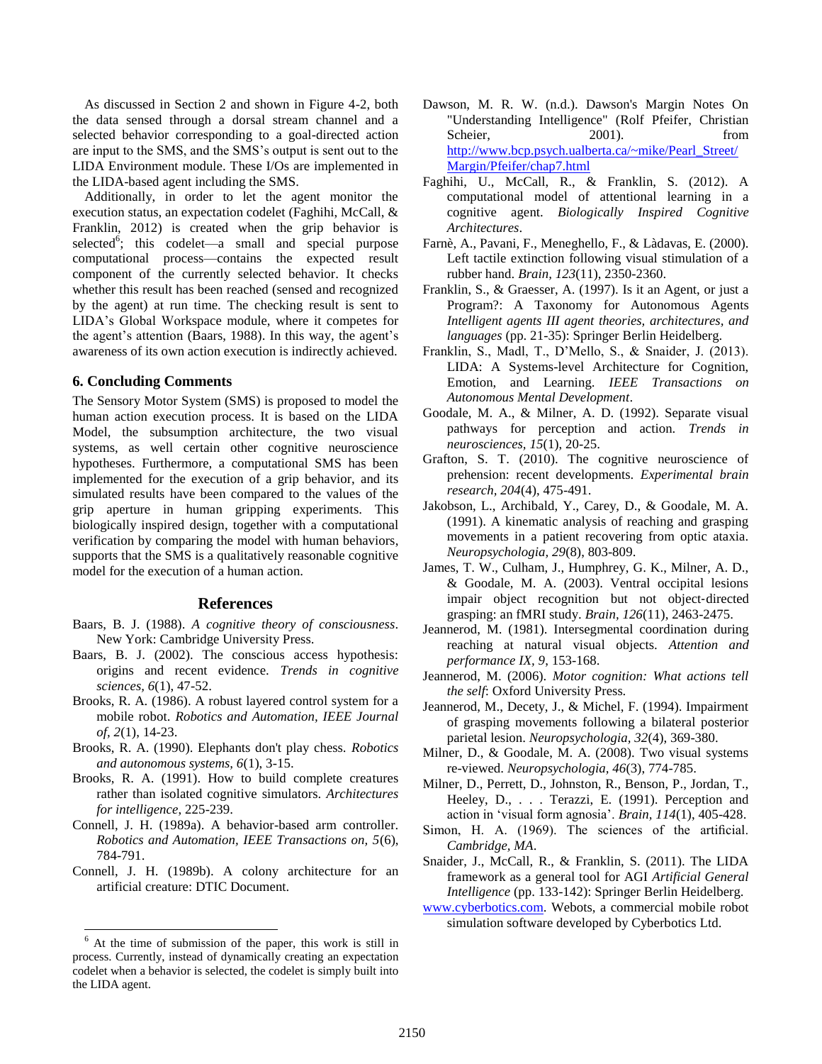As discussed in Section 2 and shown in Figure 4-2, both the data sensed through a dorsal stream channel and a selected behavior corresponding to a goal-directed action are input to the SMS, and the SMS's output is sent out to the LIDA Environment module. These I/Os are implemented in the LIDA-based agent including the SMS.

Additionally, in order to let the agent monitor the execution status, an expectation codelet (Faghihi, McCall, & Franklin, 2012) is created when the grip behavior is selected[6]; this codelet—a small and special purpose computational process—contains the expected result component of the currently selected behavior. It checks whether this result has been reached (sensed and recognized by the agent) at run time. The checking result is sent to LIDA's Global Workspace module, where it competes for the agent's attention (Baars, 1988). In this way, the agent's awareness of its own action execution is indirectly achieved.

## 6. Concluding Comments

The Sensory Motor System (SMS) is proposed to model the human action execution process. It is based on the LIDA Model, the subsumption architecture, the two visual systems, as well certain other cognitive neuroscience hypotheses. Furthermore, a computational SMS has been implemented for the execution of a grip behavior, and its simulated results have been compared to the values of the grip aperture in human gripping experiments. This biologically inspired design, together with a computational verification by comparing the model with human behaviors, supports that the SMS is a qualitatively reasonable cognitive model for the execution of a human action.

## References

Baars, B. J. (1988). *A cognitive theory of consciousness*. New York: Cambridge University Press.

Baars, B. J. (2002). The conscious access hypothesis: origins and recent evidence. *Trends in cognitive sciences, 6*(1), 47-52.

Brooks, R. A. (1986). A robust layered control system for a mobile robot. *Robotics and Automation, IEEE Journal of, 2*(1), 14-23.

Brooks, R. A. (1990). Elephants don't play chess. *Robotics and autonomous systems, 6*(1), 3-15.

Brooks, R. A. (1991). How to build complete creatures rather than isolated cognitive simulators. *Architectures for intelligence*, 225-239.

Connell, J. H. (1989a). A behavior-based arm controller. *Robotics and Automation, IEEE Transactions on, 5*(6), 784-791.

Connell, J. H. (1989b). A colony architecture for an artificial creature: DTIC Document.

Dawson, M. R. W. (n.d.). Dawson's Margin Notes On "Understanding Intelligence" (Rolf Pfeifer, Christian Scheier, 2001). from http://www.bcp.psych.ualberta.ca/~mike/Pearl_Street/Margin/Pfeifer/chap7.html

Faghihi, U., McCall, R., & Franklin, S. (2012). A computational model of attentional learning in a cognitive agent. *Biologically Inspired Cognitive Architectures*.

Farnè, A., Pavani, F., Meneghello, F., & Làdavas, E. (2000). Left tactile extinction following visual stimulation of a rubber hand. *Brain, 123*(11), 2350-2360.

Franklin, S., & Graesser, A. (1997). Is it an Agent, or just a Program?: A Taxonomy for Autonomous Agents *Intelligent agents III agent theories, architectures, and languages* (pp. 21-35): Springer Berlin Heidelberg.

Franklin, S., Madl, T., D'Mello, S., & Snaider, J. (2013). LIDA: A Systems-level Architecture for Cognition, Emotion, and Learning. *IEEE Transactions on Autonomous Mental Development*.

Goodale, M. A., & Milner, A. D. (1992). Separate visual pathways for perception and action. *Trends in neurosciences, 15*(1), 20-25.

Grafton, S. T. (2010). The cognitive neuroscience of prehension: recent developments. *Experimental brain research, 204*(4), 475-491.

Jakobson, L., Archibald, Y., Carey, D., & Goodale, M. A. (1991). A kinematic analysis of reaching and grasping movements in a patient recovering from optic ataxia. *Neuropsychologia, 29*(8), 803-809.

James, T. W., Culham, J., Humphrey, G. K., Milner, A. D., & Goodale, M. A. (2003). Ventral occipital lesions impair object recognition but not object-directed grasping: an fMRI study. *Brain, 126*(11), 2463-2475.

Jeannerod, M. (1981). Intersegmental coordination during reaching at natural visual objects. *Attention and performance IX, 9*, 153-168.

Jeannerod, M. (2006). *Motor cognition: What actions tell the self*: Oxford University Press.

Jeannerod, M., Decety, J., & Michel, F. (1994). Impairment of grasping movements following a bilateral posterior parietal lesion. *Neuropsychologia, 32*(4), 369-380.

Milner, D., & Goodale, M. A. (2008). Two visual systems re-viewed. *Neuropsychologia, 46*(3), 774-785.

Milner, D., Perrett, D., Johnston, R., Benson, P., Jordan, T., Heeley, D., . . . Terazzi, E. (1991). Perception and action in 'visual form agnosia'. *Brain, 114*(1), 405-428.

Simon, H. A. (1969). The sciences of the artificial. *Cambridge, MA*.

Snaider, J., McCall, R., & Franklin, S. (2011). The LIDA framework as a general tool for AGI *Artificial General Intelligence* (pp. 133-142): Springer Berlin Heidelberg.

www.cyberbotics.com. Webots, a commercial mobile robot simulation software developed by Cyberbotics Ltd.

---

[6] At the time of submission of the paper, this work is still in process. Currently, instead of dynamically creating an expectation codelet when a behavior is selected, the codelet is simply built into the LIDA agent.